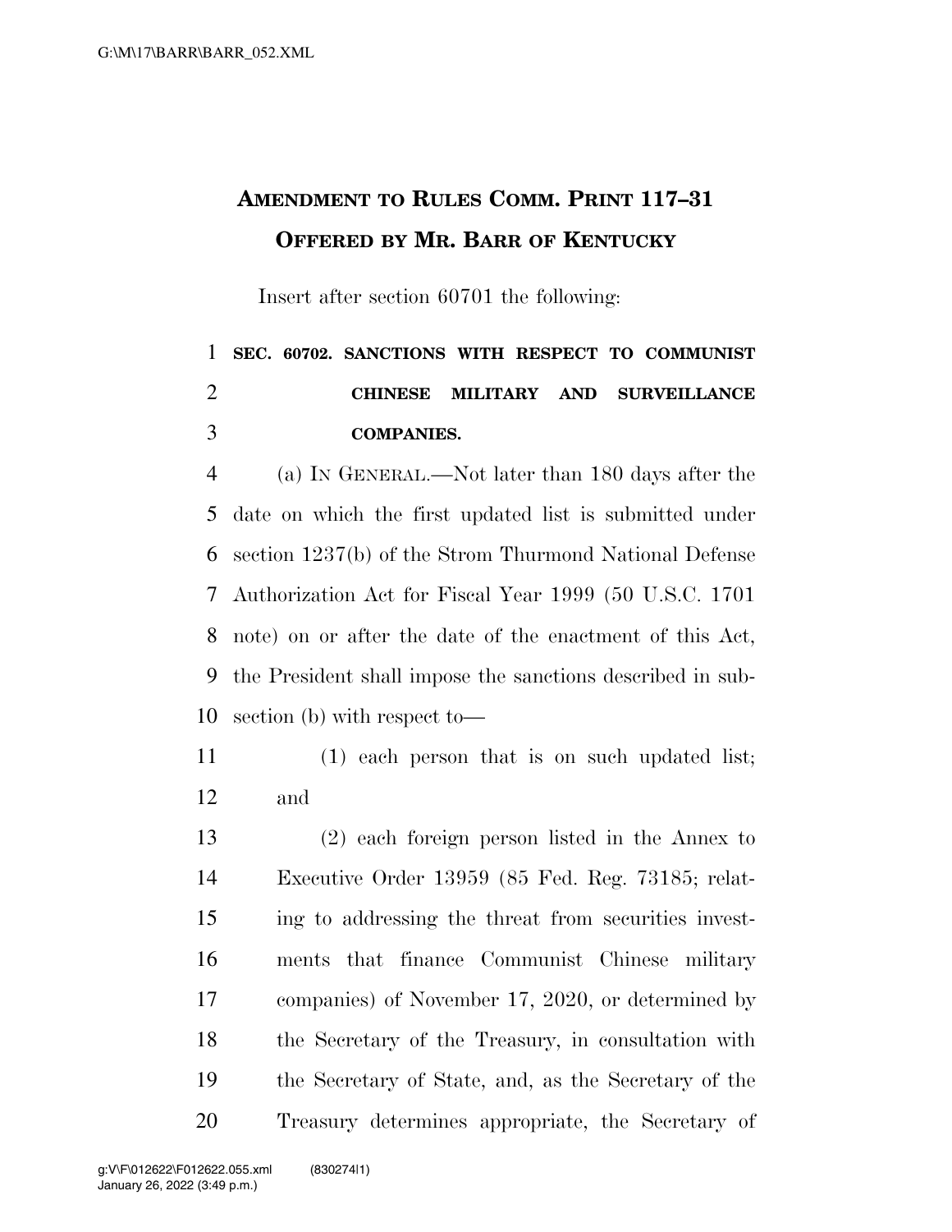# Amendment to Rules Comm. Print 117–31 Offered by Mr. Barr of Kentucky

Insert after section 60701 the following:

**SEC. 60702. SANCTIONS WITH RESPECT TO COMMUNIST CHINESE MILITARY AND SURVEILLANCE COMPANIES.**

(a) IN GENERAL.—Not later than 180 days after the date on which the first updated list is submitted under section 1237(b) of the Strom Thurmond National Defense Authorization Act for Fiscal Year 1999 (50 U.S.C. 1701 note) on or after the date of the enactment of this Act, the President shall impose the sanctions described in subsection (b) with respect to—

(1) each person that is on such updated list; and

(2) each foreign person listed in the Annex to Executive Order 13959 (85 Fed. Reg. 73185; relating to addressing the threat from securities investments that finance Communist Chinese military companies) of November 17, 2020, or determined by the Secretary of the Treasury, in consultation with the Secretary of State, and, as the Secretary of the Treasury determines appropriate, the Secretary of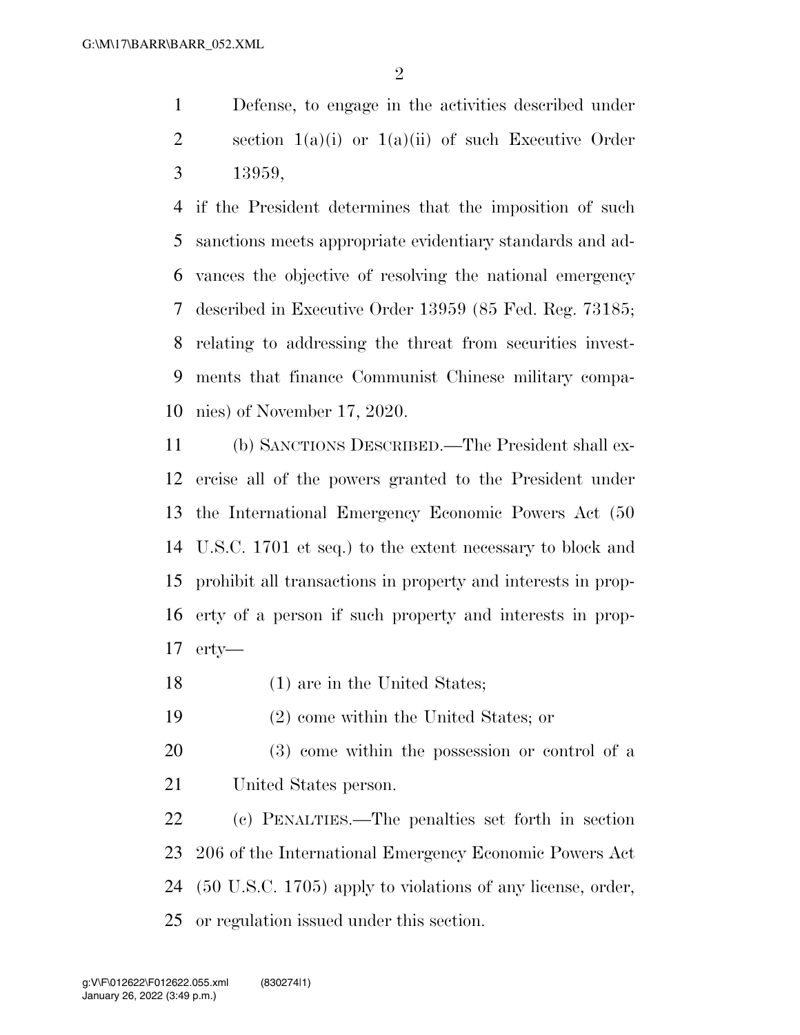Defense, to engage in the activities described under section 1(a)(i) or 1(a)(ii) of such Executive Order 13959,

if the President determines that the imposition of such sanctions meets appropriate evidentiary standards and advances the objective of resolving the national emergency described in Executive Order 13959 (85 Fed. Reg. 73185; relating to addressing the threat from securities investments that finance Communist Chinese military companies) of November 17, 2020.

(b) SANCTIONS DESCRIBED.—The President shall exercise all of the powers granted to the President under the International Emergency Economic Powers Act (50 U.S.C. 1701 et seq.) to the extent necessary to block and prohibit all transactions in property and interests in property of a person if such property and interests in property—

(1) are in the United States;

(2) come within the United States; or

(3) come within the possession or control of a United States person.

(c) PENALTIES.—The penalties set forth in section 206 of the International Emergency Economic Powers Act (50 U.S.C. 1705) apply to violations of any license, order, or regulation issued under this section.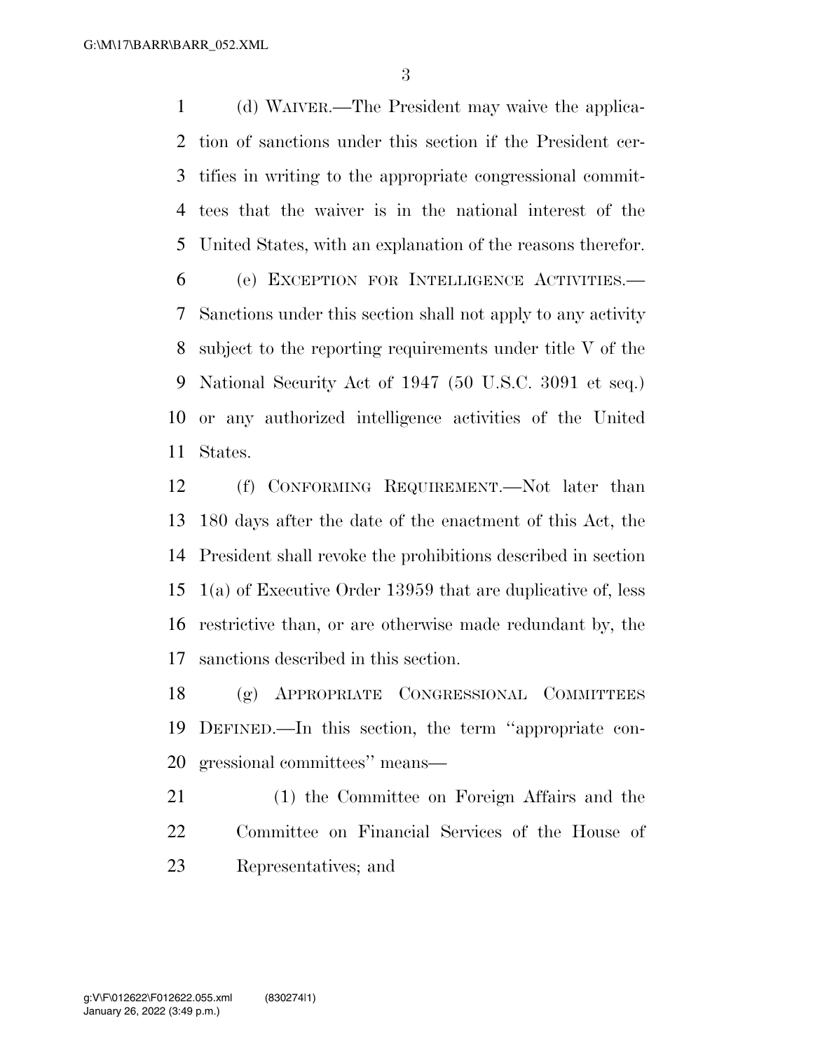(d) WAIVER.—The President may waive the application of sanctions under this section if the President certifies in writing to the appropriate congressional committees that the waiver is in the national interest of the United States, with an explanation of the reasons therefor.

(e) EXCEPTION FOR INTELLIGENCE ACTIVITIES.—Sanctions under this section shall not apply to any activity subject to the reporting requirements under title V of the National Security Act of 1947 (50 U.S.C. 3091 et seq.) or any authorized intelligence activities of the United States.

(f) CONFORMING REQUIREMENT.—Not later than 180 days after the date of the enactment of this Act, the President shall revoke the prohibitions described in section 1(a) of Executive Order 13959 that are duplicative of, less restrictive than, or are otherwise made redundant by, the sanctions described in this section.

(g) APPROPRIATE CONGRESSIONAL COMMITTEES DEFINED.—In this section, the term ''appropriate congressional committees'' means—

(1) the Committee on Foreign Affairs and the Committee on Financial Services of the House of Representatives; and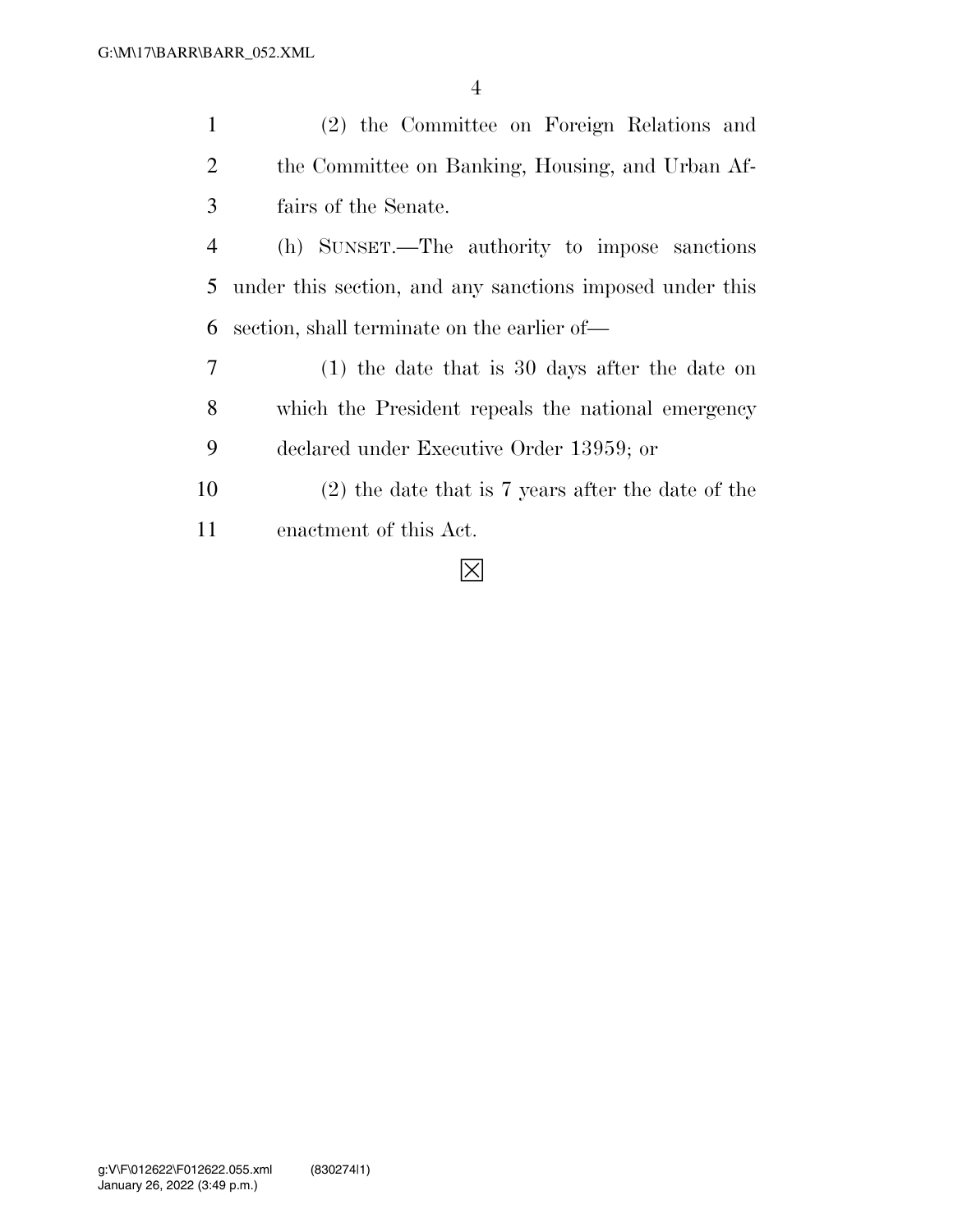(2) the Committee on Foreign Relations and the Committee on Banking, Housing, and Urban Affairs of the Senate.

(h) SUNSET.—The authority to impose sanctions under this section, and any sanctions imposed under this section, shall terminate on the earlier of—

(1) the date that is 30 days after the date on which the President repeals the national emergency declared under Executive Order 13959; or

(2) the date that is 7 years after the date of the enactment of this Act.